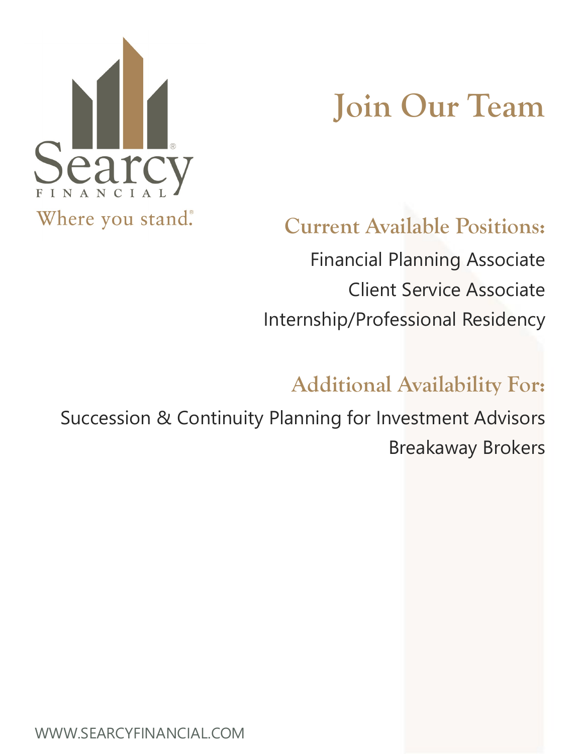Searcy®

FINANCIAL

Where you stand.®

# Join Our Team

## Current Available Positions:

Financial Planning Associate

Client Service Associate

Internship/Professional Residency

## Additional Availability For:

Succession & Continuity Planning for Investment Advisors

Breakaway Brokers

WWW.SEARCYFINANCIAL.COM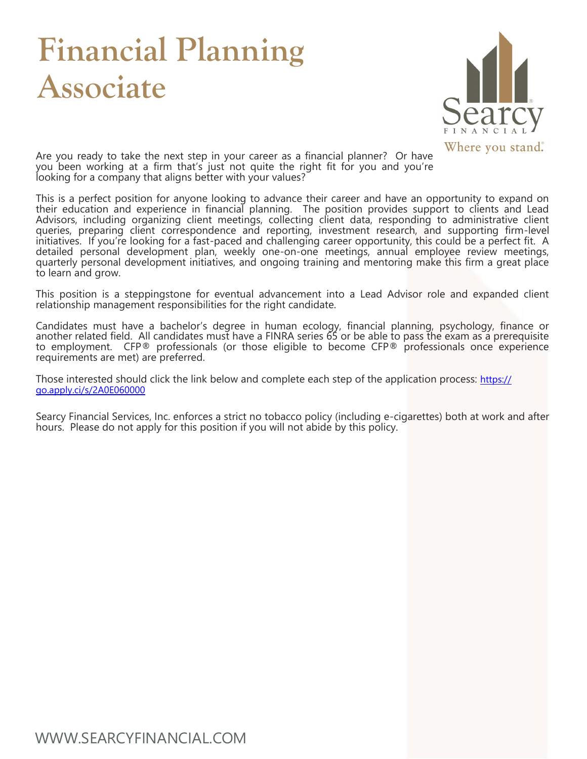# Financial Planning Associate

Are you ready to take the next step in your career as a financial planner? Or have you been working at a firm that's just not quite the right fit for you and you're looking for a company that aligns better with your values?

This is a perfect position for anyone looking to advance their career and have an opportunity to expand on their education and experience in financial planning. The position provides support to clients and Lead Advisors, including organizing client meetings, collecting client data, responding to administrative client queries, preparing client correspondence and reporting, investment research, and supporting firm-level initiatives. If you're looking for a fast-paced and challenging career opportunity, this could be a perfect fit. A detailed personal development plan, weekly one-on-one meetings, annual employee review meetings, quarterly personal development initiatives, and ongoing training and mentoring make this firm a great place to learn and grow.

This position is a steppingstone for eventual advancement into a Lead Advisor role and expanded client relationship management responsibilities for the right candidate.

Candidates must have a bachelor's degree in human ecology, financial planning, psychology, finance or another related field. All candidates must have a FINRA series 65 or be able to pass the exam as a prerequisite to employment. CFP® professionals (or those eligible to become CFP® professionals once experience requirements are met) are preferred.

Those interested should click the link below and complete each step of the application process: [https://go.apply.ci/s/2A0E060000](https://go.apply.ci/s/2A0E060000)

Searcy Financial Services, Inc. enforces a strict no tobacco policy (including e-cigarettes) both at work and after hours. Please do not apply for this position if you will not abide by this policy.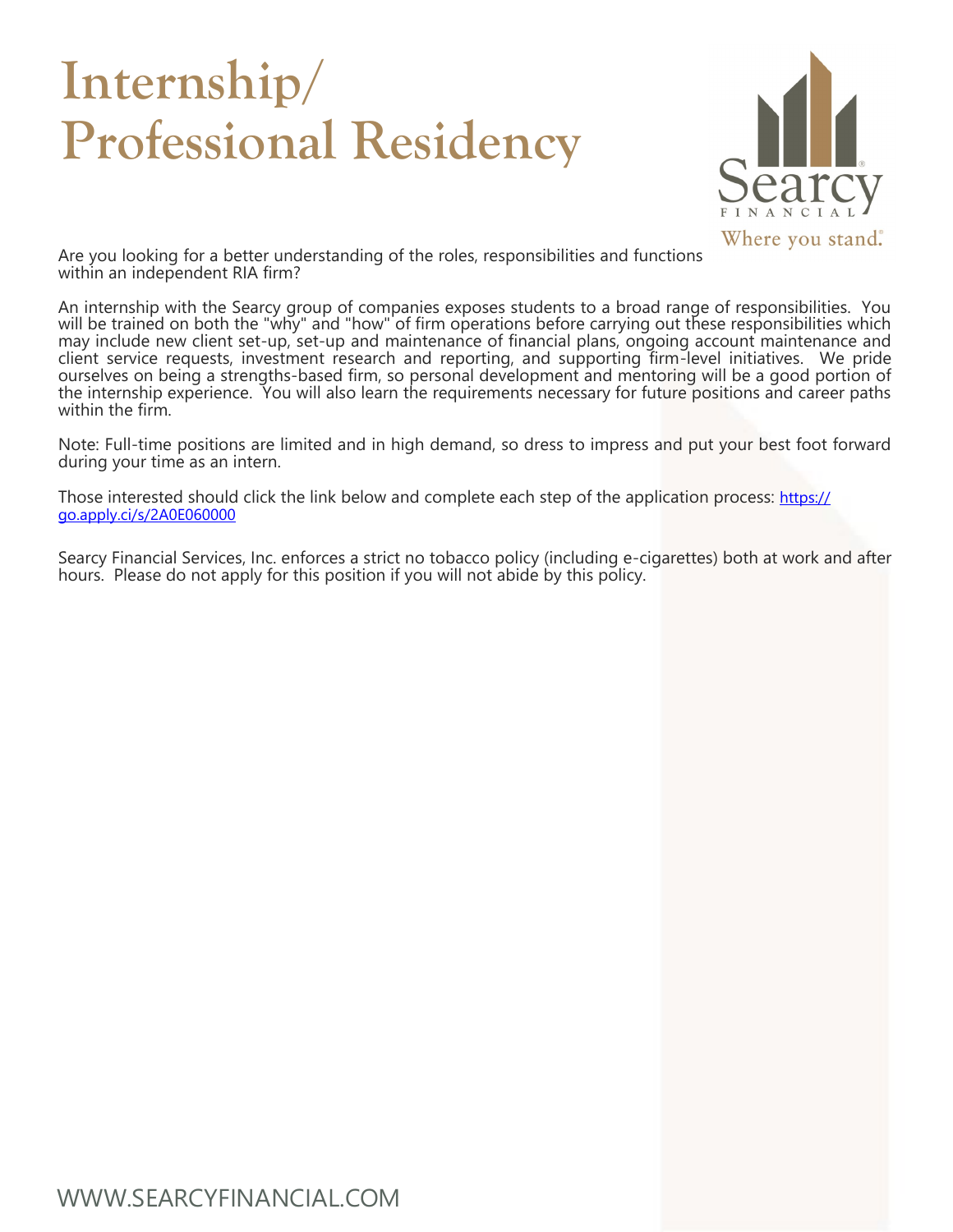# Internship/ Professional Residency

Are you looking for a better understanding of the roles, responsibilities and functions within an independent RIA firm?

An internship with the Searcy group of companies exposes students to a broad range of responsibilities. You will be trained on both the "why" and "how" of firm operations before carrying out these responsibilities which may include new client set-up, set-up and maintenance of financial plans, ongoing account maintenance and client service requests, investment research and reporting, and supporting firm-level initiatives. We pride ourselves on being a strengths-based firm, so personal development and mentoring will be a good portion of the internship experience. You will also learn the requirements necessary for future positions and career paths within the firm.

Note: Full-time positions are limited and in high demand, so dress to impress and put your best foot forward during your time as an intern.

Those interested should click the link below and complete each step of the application process: [https://go.apply.ci/s/2A0E060000](https://go.apply.ci/s/2A0E060000)

Searcy Financial Services, Inc. enforces a strict no tobacco policy (including e-cigarettes) both at work and after hours. Please do not apply for this position if you will not abide by this policy.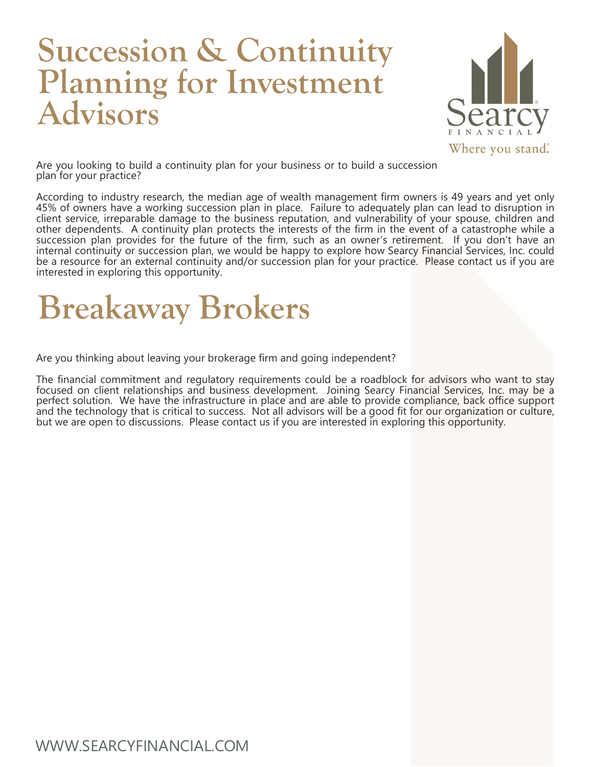# Succession & Continuity Planning for Investment Advisors

Are you looking to build a continuity plan for your business or to build a succession plan for your practice?

According to industry research, the median age of wealth management firm owners is 49 years and yet only 45% of owners have a working succession plan in place. Failure to adequately plan can lead to disruption in client service, irreparable damage to the business reputation, and vulnerability of your spouse, children and other dependents. A continuity plan protects the interests of the firm in the event of a catastrophe while a succession plan provides for the future of the firm, such as an owner's retirement. If you don't have an internal continuity or succession plan, we would be happy to explore how Searcy Financial Services, Inc. could be a resource for an external continuity and/or succession plan for your practice. Please contact us if you are interested in exploring this opportunity.

# Breakaway Brokers

Are you thinking about leaving your brokerage firm and going independent?

The financial commitment and regulatory requirements could be a roadblock for advisors who want to stay focused on client relationships and business development. Joining Searcy Financial Services, Inc. may be a perfect solution. We have the infrastructure in place and are able to provide compliance, back office support and the technology that is critical to success. Not all advisors will be a good fit for our organization or culture, but we are open to discussions. Please contact us if you are interested in exploring this opportunity.

WWW.SEARCYFINANCIAL.COM